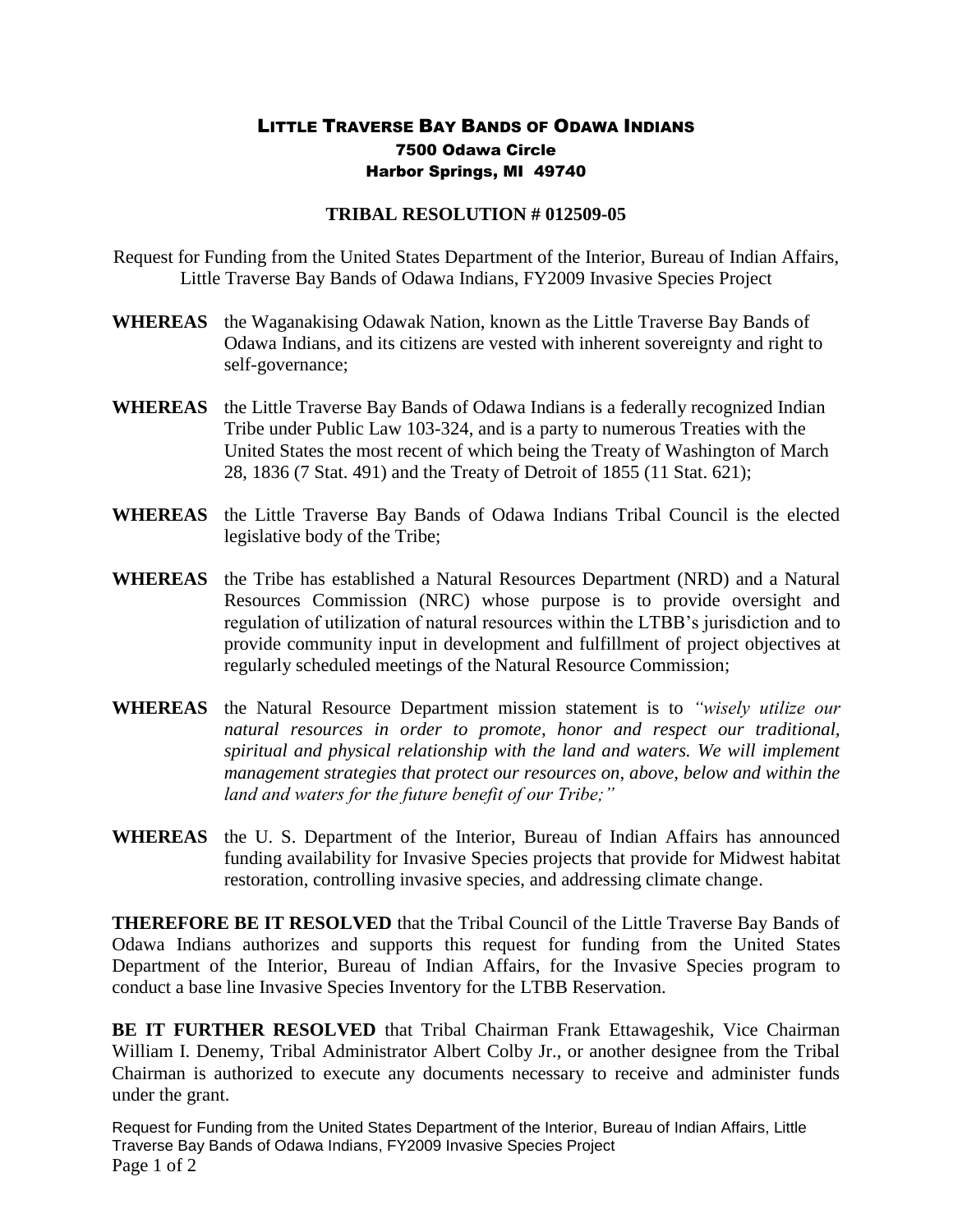# LITTLE TRAVERSE BAY BANDS OF ODAWA INDIANS

7500 Odawa Circle
Harbor Springs, MI 49740

## TRIBAL RESOLUTION # 012509-05

Request for Funding from the United States Department of the Interior, Bureau of Indian Affairs, Little Traverse Bay Bands of Odawa Indians, FY2009 Invasive Species Project

**WHEREAS** the Waganakising Odawak Nation, known as the Little Traverse Bay Bands of Odawa Indians, and its citizens are vested with inherent sovereignty and right to self-governance;

**WHEREAS** the Little Traverse Bay Bands of Odawa Indians is a federally recognized Indian Tribe under Public Law 103-324, and is a party to numerous Treaties with the United States the most recent of which being the Treaty of Washington of March 28, 1836 (7 Stat. 491) and the Treaty of Detroit of 1855 (11 Stat. 621);

**WHEREAS** the Little Traverse Bay Bands of Odawa Indians Tribal Council is the elected legislative body of the Tribe;

**WHEREAS** the Tribe has established a Natural Resources Department (NRD) and a Natural Resources Commission (NRC) whose purpose is to provide oversight and regulation of utilization of natural resources within the LTBB's jurisdiction and to provide community input in development and fulfillment of project objectives at regularly scheduled meetings of the Natural Resource Commission;

**WHEREAS** the Natural Resource Department mission statement is to *"wisely utilize our natural resources in order to promote, honor and respect our traditional, spiritual and physical relationship with the land and waters. We will implement management strategies that protect our resources on, above, below and within the land and waters for the future benefit of our Tribe;"*

**WHEREAS** the U. S. Department of the Interior, Bureau of Indian Affairs has announced funding availability for Invasive Species projects that provide for Midwest habitat restoration, controlling invasive species, and addressing climate change.

**THEREFORE BE IT RESOLVED** that the Tribal Council of the Little Traverse Bay Bands of Odawa Indians authorizes and supports this request for funding from the United States Department of the Interior, Bureau of Indian Affairs, for the Invasive Species program to conduct a base line Invasive Species Inventory for the LTBB Reservation.

**BE IT FURTHER RESOLVED** that Tribal Chairman Frank Ettawageshik, Vice Chairman William I. Denemy, Tribal Administrator Albert Colby Jr., or another designee from the Tribal Chairman is authorized to execute any documents necessary to receive and administer funds under the grant.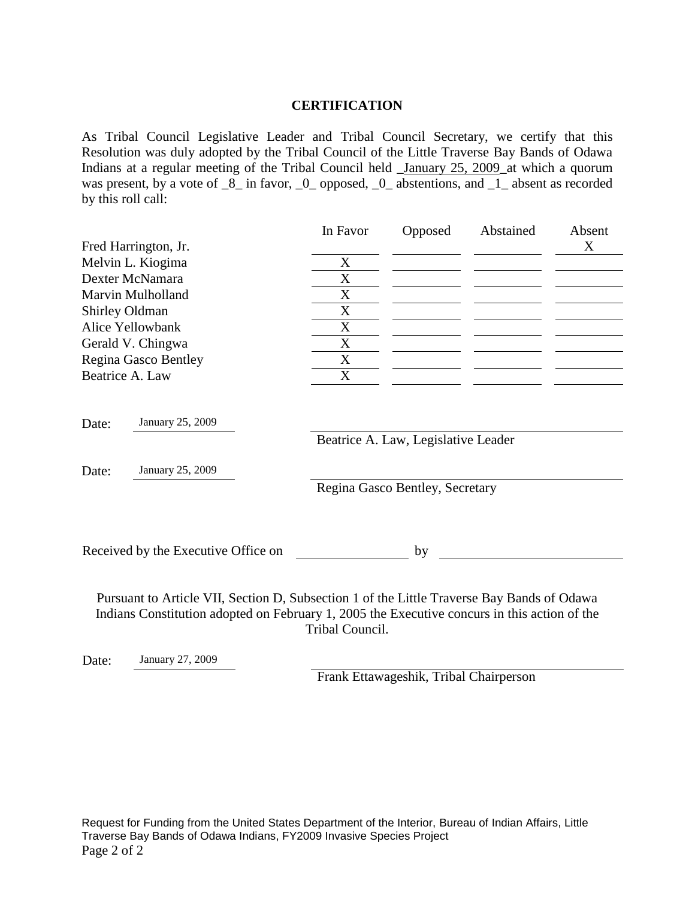## CERTIFICATION

As Tribal Council Legislative Leader and Tribal Council Secretary, we certify that this Resolution was duly adopted by the Tribal Council of the Little Traverse Bay Bands of Odawa Indians at a regular meeting of the Tribal Council held _January 25, 2009_ at which a quorum was present, by a vote of _8_ in favor, _0_ opposed, _0_ abstentions, and _1_ absent as recorded by this roll call:

| | In Favor | Opposed | Abstained | Absent |
|---|---|---|---|---|
| Fred Harrington, Jr. | | | | X |
| Melvin L. Kiogima | X | | | |
| Dexter McNamara | X | | | |
| Marvin Mulholland | X | | | |
| Shirley Oldman | X | | | |
| Alice Yellowbank | X | | | |
| Gerald V. Chingwa | X | | | |
| Regina Gasco Bentley | X | | | |
| Beatrice A. Law | X | | | |

Date: January 25, 2009

Beatrice A. Law, Legislative Leader

Date: January 25, 2009

Regina Gasco Bentley, Secretary

Received by the Executive Office on ________________ by ________________________

Pursuant to Article VII, Section D, Subsection 1 of the Little Traverse Bay Bands of Odawa Indians Constitution adopted on February 1, 2005 the Executive concurs in this action of the Tribal Council.

Date: January 27, 2009

Frank Ettawageshik, Tribal Chairperson

Request for Funding from the United States Department of the Interior, Bureau of Indian Affairs, Little Traverse Bay Bands of Odawa Indians, FY2009 Invasive Species Project